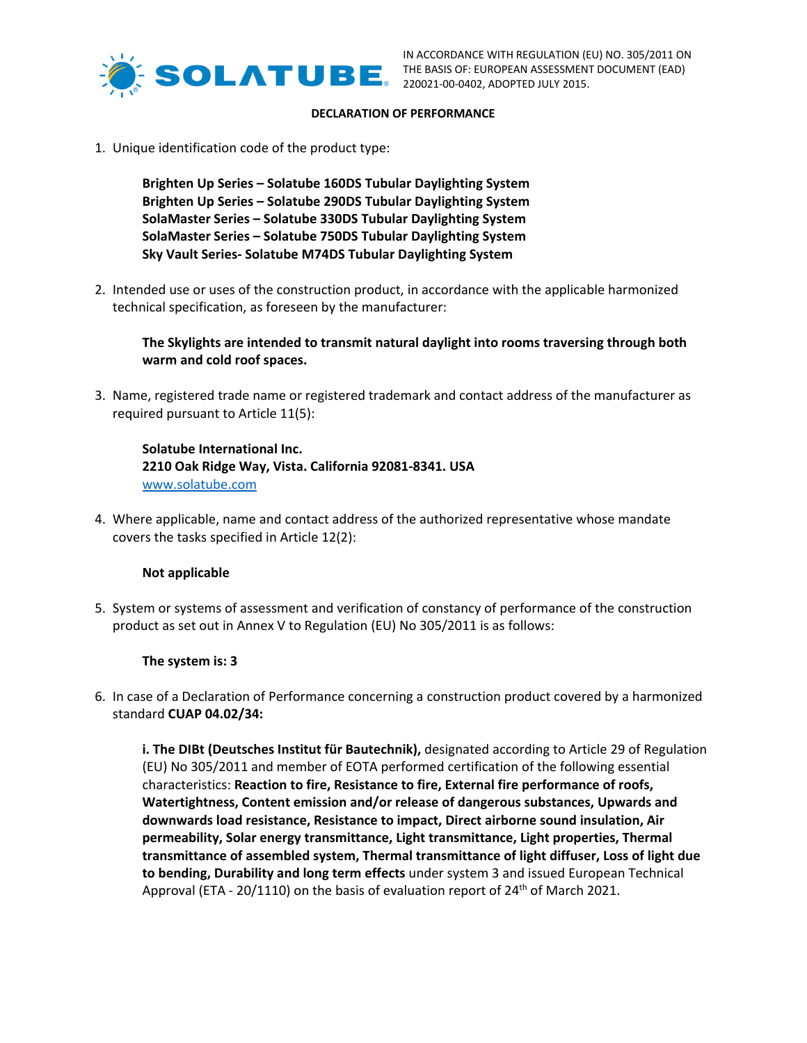SOLATUBE

IN ACCORDANCE WITH REGULATION (EU) NO. 305/2011 ON THE BASIS OF: EUROPEAN ASSESSMENT DOCUMENT (EAD) 220021-00-0402, ADOPTED JULY 2015.

**DECLARATION OF PERFORMANCE**

1. Unique identification code of the product type:

   **Brighten Up Series – Solatube 160DS Tubular Daylighting System**
   **Brighten Up Series – Solatube 290DS Tubular Daylighting System**
   **SolaMaster Series – Solatube 330DS Tubular Daylighting System**
   **SolaMaster Series – Solatube 750DS Tubular Daylighting System**
   **Sky Vault Series- Solatube M74DS Tubular Daylighting System**

2. Intended use or uses of the construction product, in accordance with the applicable harmonized technical specification, as foreseen by the manufacturer:

   **The Skylights are intended to transmit natural daylight into rooms traversing through both warm and cold roof spaces.**

3. Name, registered trade name or registered trademark and contact address of the manufacturer as required pursuant to Article 11(5):

   **Solatube International Inc.**
   **2210 Oak Ridge Way, Vista. California 92081-8341. USA**
   www.solatube.com

4. Where applicable, name and contact address of the authorized representative whose mandate covers the tasks specified in Article 12(2):

   **Not applicable**

5. System or systems of assessment and verification of constancy of performance of the construction product as set out in Annex V to Regulation (EU) No 305/2011 is as follows:

   **The system is: 3**

6. In case of a Declaration of Performance concerning a construction product covered by a harmonized standard **CUAP 04.02/34:**

   **i. The DIBt (Deutsches Institut für Bautechnik),** designated according to Article 29 of Regulation (EU) No 305/2011 and member of EOTA performed certification of the following essential characteristics: **Reaction to fire, Resistance to fire, External fire performance of roofs, Watertightness, Content emission and/or release of dangerous substances, Upwards and downwards load resistance, Resistance to impact, Direct airborne sound insulation, Air permeability, Solar energy transmittance, Light transmittance, Light properties, Thermal transmittance of assembled system, Thermal transmittance of light diffuser, Loss of light due to bending, Durability and long term effects** under system 3 and issued European Technical Approval (ETA - 20/1110) on the basis of evaluation report of 24th of March 2021.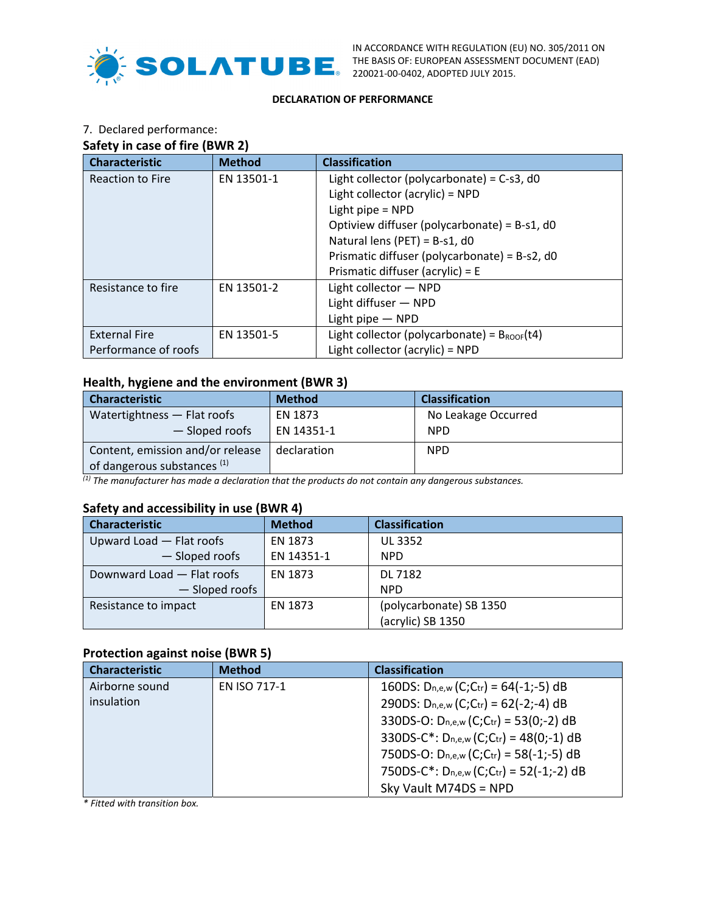IN ACCORDANCE WITH REGULATION (EU) NO. 305/2011 ON THE BASIS OF: EUROPEAN ASSESSMENT DOCUMENT (EAD) 220021-00-0402, ADOPTED JULY 2015.

**DECLARATION OF PERFORMANCE**

7. Declared performance:

### Safety in case of fire (BWR 2)

| Characteristic | Method | Classification |
|---|---|---|
| Reaction to Fire | EN 13501-1 | Light collector (polycarbonate) = C-s3, d0<br>Light collector (acrylic) = NPD<br>Light pipe = NPD<br>Optiview diffuser (polycarbonate) = B-s1, d0<br>Natural lens (PET) = B-s1, d0<br>Prismatic diffuser (polycarbonate) = B-s2, d0<br>Prismatic diffuser (acrylic) = E |
| Resistance to fire | EN 13501-2 | Light collector — NPD<br>Light diffuser — NPD<br>Light pipe — NPD |
| External Fire Performance of roofs | EN 13501-5 | Light collector (polycarbonate) = $B_{ROOF}$(t4)<br>Light collector (acrylic) = NPD |

### Health, hygiene and the environment (BWR 3)

| Characteristic | Method | Classification |
|---|---|---|
| Watertightness — Flat roofs<br>— Sloped roofs | EN 1873<br>EN 14351-1 | No Leakage Occurred<br>NPD |
| Content, emission and/or release of dangerous substances [(1)] | declaration | NPD |

*[(1)] The manufacturer has made a declaration that the products do not contain any dangerous substances.*

### Safety and accessibility in use (BWR 4)

| Characteristic | Method | Classification |
|---|---|---|
| Upward Load — Flat roofs<br>— Sloped roofs | EN 1873<br>EN 14351-1 | UL 3352<br>NPD |
| Downward Load — Flat roofs<br>— Sloped roofs | EN 1873 | DL 7182<br>NPD |
| Resistance to impact | EN 1873 | (polycarbonate) SB 1350<br>(acrylic) SB 1350 |

### Protection against noise (BWR 5)

| Characteristic | Method | Classification |
|---|---|---|
| Airborne sound insulation | EN ISO 717-1 | 160DS: $D_{n,e,w}$ ($C$;$C_{tr}$) = 64(-1;-5) dB<br>290DS: $D_{n,e,w}$ ($C$;$C_{tr}$) = 62(-2;-4) dB<br>330DS-O: $D_{n,e,w}$ ($C$;$C_{tr}$) = 53(0;-2) dB<br>330DS-C*: $D_{n,e,w}$ ($C$;$C_{tr}$) = 48(0;-1) dB<br>750DS-O: $D_{n,e,w}$ ($C$;$C_{tr}$) = 58(-1;-5) dB<br>750DS-C*: $D_{n,e,w}$ ($C$;$C_{tr}$) = 52(-1;-2) dB<br>Sky Vault M74DS = NPD |

*\* Fitted with transition box.*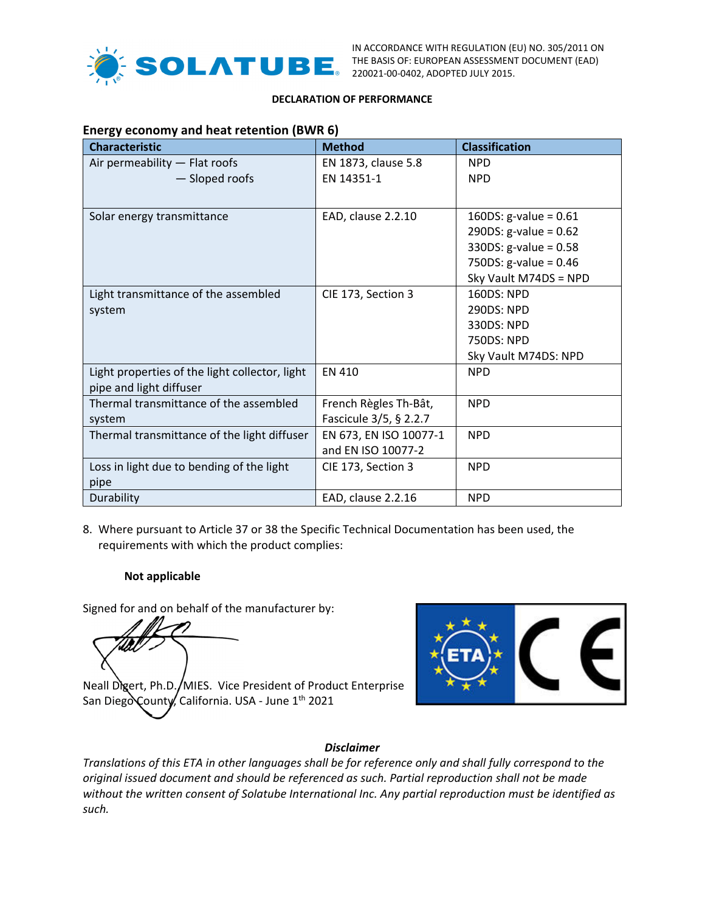IN ACCORDANCE WITH REGULATION (EU) NO. 305/2011 ON THE BASIS OF: EUROPEAN ASSESSMENT DOCUMENT (EAD) 220021-00-0402, ADOPTED JULY 2015.

**DECLARATION OF PERFORMANCE**

## Energy economy and heat retention (BWR 6)

| Characteristic | Method | Classification |
|---|---|---|
| Air permeability — Flat roofs<br>— Sloped roofs | EN 1873, clause 5.8<br>EN 14351-1 | NPD<br>NPD |
| Solar energy transmittance | EAD, clause 2.2.10 | 160DS: g-value = 0.61<br>290DS: g-value = 0.62<br>330DS: g-value = 0.58<br>750DS: g-value = 0.46<br>Sky Vault M74DS = NPD |
| Light transmittance of the assembled system | CIE 173, Section 3 | 160DS: NPD<br>290DS: NPD<br>330DS: NPD<br>750DS: NPD<br>Sky Vault M74DS: NPD |
| Light properties of the light collector, light pipe and light diffuser | EN 410 | NPD |
| Thermal transmittance of the assembled system | French Règles Th-Bât, Fascicule 3/5, § 2.2.7 | NPD |
| Thermal transmittance of the light diffuser | EN 673, EN ISO 10077-1 and EN ISO 10077-2 | NPD |
| Loss in light due to bending of the light pipe | CIE 173, Section 3 | NPD |
| Durability | EAD, clause 2.2.16 | NPD |

8. Where pursuant to Article 37 or 38 the Specific Technical Documentation has been used, the requirements with which the product complies:

**Not applicable**

Signed for and on behalf of the manufacturer by:

Neall Digert, Ph.D., MIES. Vice President of Product Enterprise
San Diego County, California. USA - June 1th 2021

***Disclaimer***

*Translations of this ETA in other languages shall be for reference only and shall fully correspond to the original issued document and should be referenced as such. Partial reproduction shall not be made without the written consent of Solatube International Inc. Any partial reproduction must be identified as such.*